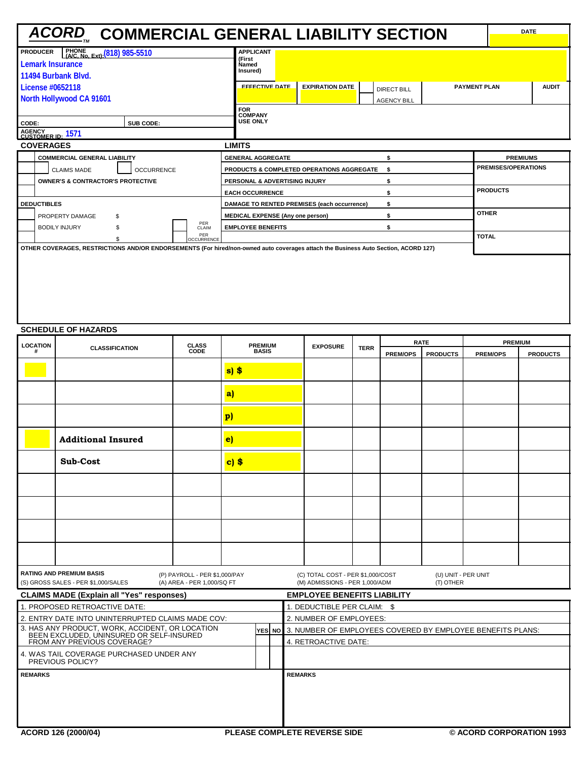# ACORD COMMERCIAL GENERAL LIABILITY SECTION

| DATE |
|---|
| |

| PRODUCER | PHONE (A/C, No, Ext): (818) 985-5510 | APPLICANT (First Named Insured) | | | | |
|---|---|---|---|---|---|---|
| Lemark Insurance<br>11494 Burbank Blvd.<br>License #0652118<br>North Hollywood CA 91601 | | EFFECTIVE DATE | EXPIRATION DATE | DIRECT BILL / AGENCY BILL | PAYMENT PLAN | AUDIT |
| CODE: | SUB CODE: | FOR COMPANY USE ONLY | | | | |
| AGENCY CUSTOMER ID: 1571 | | | | | | |

## COVERAGES / LIMITS

| COVERAGES | LIMITS | | PREMIUMS |
|---|---|---|---|
| COMMERCIAL GENERAL LIABILITY | GENERAL AGGREGATE | $ | PREMISES/OPERATIONS |
| CLAIMS MADE / OCCURRENCE | PRODUCTS & COMPLETED OPERATIONS AGGREGATE | $ | |
| OWNER'S & CONTRACTOR'S PROTECTIVE | PERSONAL & ADVERTISING INJURY | $ | PRODUCTS |
| | EACH OCCURRENCE | $ | |
| **DEDUCTIBLES** | DAMAGE TO RENTED PREMISES (each occurrence) | $ | OTHER |
| PROPERTY DAMAGE $ | MEDICAL EXPENSE (Any one person) | $ | |
| BODILY INJURY $ — PER CLAIM | EMPLOYEE BENEFITS | $ | TOTAL |
| $ — PER OCCURRENCE | | | |

OTHER COVERAGES, RESTRICTIONS AND/OR ENDORSEMENTS (For hired/non-owned auto coverages attach the Business Auto Section, ACORD 127)

## SCHEDULE OF HAZARDS

| LOCATION # | CLASSIFICATION | CLASS CODE | PREMIUM BASIS | EXPOSURE | TERR | RATE PREM/OPS | RATE PRODUCTS | PREMIUM PREM/OPS | PREMIUM PRODUCTS |
|---|---|---|---|---|---|---|---|---|---|
| | | | s) $ | | | | | | |
| | | | a) | | | | | | |
| | | | p) | | | | | | |
| | Additional Insured | | e) | | | | | | |
| | Sub-Cost | | c) $ | | | | | | |
| | | | | | | | | | |
| | | | | | | | | | |
| | | | | | | | | | |
| | | | | | | | | | |

**RATING AND PREMIUM BASIS**
(S) GROSS SALES - PER $1,000/SALES
(P) PAYROLL - PER $1,000/PAY
(A) AREA - PER 1,000/SQ FT
(C) TOTAL COST - PER $1,000/COST
(M) ADMISSIONS - PER 1,000/ADM
(U) UNIT - PER UNIT
(T) OTHER

| CLAIMS MADE (Explain all "Yes" responses) | YES | NO | EMPLOYEE BENEFITS LIABILITY |
|---|---|---|---|
| 1. PROPOSED RETROACTIVE DATE: | | | 1. DEDUCTIBLE PER CLAIM: $ |
| 2. ENTRY DATE INTO UNINTERRUPTED CLAIMS MADE COV: | | | 2. NUMBER OF EMPLOYEES: |
| 3. HAS ANY PRODUCT, WORK, ACCIDENT, OR LOCATION BEEN EXCLUDED, UNINSURED OR SELF-INSURED FROM ANY PREVIOUS COVERAGE? | | | 3. NUMBER OF EMPLOYEES COVERED BY EMPLOYEE BENEFITS PLANS: |
| | | | 4. RETROACTIVE DATE: |
| 4. WAS TAIL COVERAGE PURCHASED UNDER ANY PREVIOUS POLICY? | | | |
| REMARKS | | | REMARKS |

ACORD 126 (2000/04) PLEASE COMPLETE REVERSE SIDE © ACORD CORPORATION 1993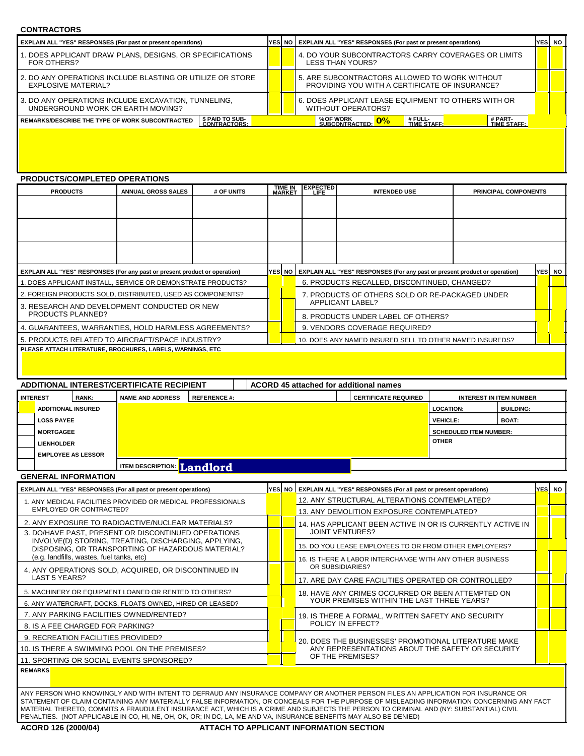## CONTRACTORS

| EXPLAIN ALL "YES" RESPONSES (For past or present operations) | YES | NO | EXPLAIN ALL "YES" RESPONSES (For past or present operations) | YES | NO |
|---|---|---|---|---|---|
| 1. DOES APPLICANT DRAW PLANS, DESIGNS, OR SPECIFICATIONS FOR OTHERS? | | | 4. DO YOUR SUBCONTRACTORS CARRY COVERAGES OR LIMITS LESS THAN YOURS? | | |
| 2. DO ANY OPERATIONS INCLUDE BLASTING OR UTILIZE OR STORE EXPLOSIVE MATERIAL? | | | 5. ARE SUBCONTRACTORS ALLOWED TO WORK WITHOUT PROVIDING YOU WITH A CERTIFICATE OF INSURANCE? | | |
| 3. DO ANY OPERATIONS INCLUDE EXCAVATION, TUNNELING, UNDERGROUND WORK OR EARTH MOVING? | | | 6. DOES APPLICANT LEASE EQUIPMENT TO OTHERS WITH OR WITHOUT OPERATORS? | | |

REMARKS/DESCRIBE THE TYPE OF WORK SUBCONTRACTED | $ PAID TO SUB-CONTRACTORS: | % OF WORK SUBCONTRACTED: 0% | # FULL-TIME STAFF: | # PART-TIME STAFF:

## PRODUCTS/COMPLETED OPERATIONS

| PRODUCTS | ANNUAL GROSS SALES | # OF UNITS | TIME IN MARKET | EXPECTED LIFE | INTENDED USE | PRINCIPAL COMPONENTS |
|---|---|---|---|---|---|---|
| | | | | | | |
| | | | | | | |
| | | | | | | |

| EXPLAIN ALL "YES" RESPONSES (For any past or present product or operation) | YES | NO | EXPLAIN ALL "YES" RESPONSES (For any past or present product or operation) | YES | NO |
|---|---|---|---|---|---|
| 1. DOES APPLICANT INSTALL, SERVICE OR DEMONSTRATE PRODUCTS? | | | 6. PRODUCTS RECALLED, DISCONTINUED, CHANGED? | | |
| 2. FOREIGN PRODUCTS SOLD, DISTRIBUTED, USED AS COMPONENTS? | | | 7. PRODUCTS OF OTHERS SOLD OR RE-PACKAGED UNDER APPLICANT LABEL? | | |
| 3. RESEARCH AND DEVELOPMENT CONDUCTED OR NEW PRODUCTS PLANNED? | | | 8. PRODUCTS UNDER LABEL OF OTHERS? | | |
| 4. GUARANTEES, WARRANTIES, HOLD HARMLESS AGREEMENTS? | | | 9. VENDORS COVERAGE REQUIRED? | | |
| 5. PRODUCTS RELATED TO AIRCRAFT/SPACE INDUSTRY? | | | 10. DOES ANY NAMED INSURED SELL TO OTHER NAMED INSUREDS? | | |

PLEASE ATTACH LITERATURE, BROCHURES, LABELS, WARNINGS, ETC

## ADDITIONAL INTEREST/CERTIFICATE RECIPIENT

ACORD 45 attached for additional names

| INTEREST | RANK: | NAME AND ADDRESS | REFERENCE #: | CERTIFICATE REQUIRED | INTEREST IN ITEM NUMBER | |
|---|---|---|---|---|---|---|
| | ADDITIONAL INSURED | | | | LOCATION: | BUILDING: |
| | LOSS PAYEE | | | | VEHICLE: | BOAT: |
| | MORTGAGEE | | | | SCHEDULED ITEM NUMBER: | |
| | LIENHOLDER | | | | OTHER | |
| | EMPLOYEE AS LESSOR | | | | | |
| | | ITEM DESCRIPTION: **Landlord** | | | | |

## GENERAL INFORMATION

| EXPLAIN ALL "YES" RESPONSES (For all past or present operations) | YES | NO | EXPLAIN ALL "YES" RESPONSES (For all past or present operations) | YES | NO |
|---|---|---|---|---|---|
| 1. ANY MEDICAL FACILITIES PROVIDED OR MEDICAL PROFESSIONALS EMPLOYED OR CONTRACTED? | | | 12. ANY STRUCTURAL ALTERATIONS CONTEMPLATED? | | |
| | | | 13. ANY DEMOLITION EXPOSURE CONTEMPLATED? | | |
| 2. ANY EXPOSURE TO RADIOACTIVE/NUCLEAR MATERIALS? | | | 14. HAS APPLICANT BEEN ACTIVE IN OR IS CURRENTLY ACTIVE IN JOINT VENTURES? | | |
| 3. DO/HAVE PAST, PRESENT OR DISCONTINUED OPERATIONS INVOLVE(D) STORING, TREATING, DISCHARGING, APPLYING, DISPOSING, OR TRANSPORTING OF HAZARDOUS MATERIAL? (e.g. landfills, wastes, fuel tanks, etc) | | | 15. DO YOU LEASE EMPLOYEES TO OR FROM OTHER EMPLOYERS? | | |
| | | | 16. IS THERE A LABOR INTERCHANGE WITH ANY OTHER BUSINESS OR SUBSIDIARIES? | | |
| 4. ANY OPERATIONS SOLD, ACQUIRED, OR DISCONTINUED IN LAST 5 YEARS? | | | 17. ARE DAY CARE FACILITIES OPERATED OR CONTROLLED? | | |
| 5. MACHINERY OR EQUIPMENT LOANED OR RENTED TO OTHERS? | | | 18. HAVE ANY CRIMES OCCURRED OR BEEN ATTEMPTED ON YOUR PREMISES WITHIN THE LAST THREE YEARS? | | |
| 6. ANY WATERCRAFT, DOCKS, FLOATS OWNED, HIRED OR LEASED? | | | | | |
| 7. ANY PARKING FACILITIES OWNED/RENTED? | | | 19. IS THERE A FORMAL, WRITTEN SAFETY AND SECURITY POLICY IN EFFECT? | | |
| 8. IS A FEE CHARGED FOR PARKING? | | | | | |
| 9. RECREATION FACILITIES PROVIDED? | | | 20. DOES THE BUSINESSES' PROMOTIONAL LITERATURE MAKE ANY REPRESENTATIONS ABOUT THE SAFETY OR SECURITY OF THE PREMISES? | | |
| 10. IS THERE A SWIMMING POOL ON THE PREMISES? | | | | | |
| 11. SPORTING OR SOCIAL EVENTS SPONSORED? | | | | | |

REMARKS

ANY PERSON WHO KNOWINGLY AND WITH INTENT TO DEFRAUD ANY INSURANCE COMPANY OR ANOTHER PERSON FILES AN APPLICATION FOR INSURANCE OR STATEMENT OF CLAIM CONTAINING ANY MATERIALLY FALSE INFORMATION, OR CONCEALS FOR THE PURPOSE OF MISLEADING INFORMATION CONCERNING ANY FACT MATERIAL THERETO, COMMITS A FRAUDULENT INSURANCE ACT, WHICH IS A CRIME AND SUBJECTS THE PERSON TO CRIMINAL AND (NY: SUBSTANTIAL) CIVIL PENALTIES. (NOT APPLICABLE IN CO, HI, NE, OH, OK, OR; IN DC, LA, ME AND VA, INSURANCE BENEFITS MAY ALSO BE DENIED)

ACORD 126 (2000/04) ATTACH TO APPLICANT INFORMATION SECTION